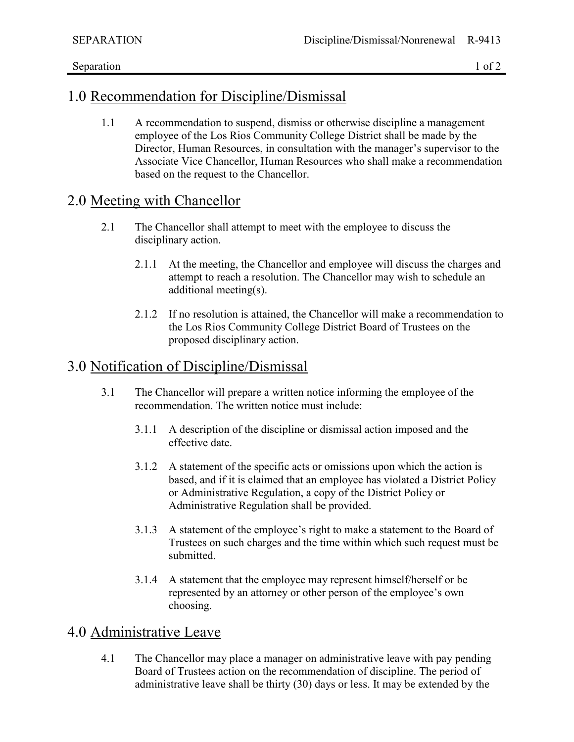## 1.0 Recommendation for Discipline/Dismissal

1.1 A recommendation to suspend, dismiss or otherwise discipline a management employee of the Los Rios Community College District shall be made by the Director, Human Resources, in consultation with the manager's supervisor to the Associate Vice Chancellor, Human Resources who shall make a recommendation based on the request to the Chancellor.

## 2.0 Meeting with Chancellor

2.1 The Chancellor shall attempt to meet with the employee to discuss the disciplinary action.

2.1.1 At the meeting, the Chancellor and employee will discuss the charges and attempt to reach a resolution. The Chancellor may wish to schedule an additional meeting(s).

2.1.2 If no resolution is attained, the Chancellor will make a recommendation to the Los Rios Community College District Board of Trustees on the proposed disciplinary action.

## 3.0 Notification of Discipline/Dismissal

3.1 The Chancellor will prepare a written notice informing the employee of the recommendation. The written notice must include:

3.1.1 A description of the discipline or dismissal action imposed and the effective date.

3.1.2 A statement of the specific acts or omissions upon which the action is based, and if it is claimed that an employee has violated a District Policy or Administrative Regulation, a copy of the District Policy or Administrative Regulation shall be provided.

3.1.3 A statement of the employee's right to make a statement to the Board of Trustees on such charges and the time within which such request must be submitted.

3.1.4 A statement that the employee may represent himself/herself or be represented by an attorney or other person of the employee's own choosing.

## 4.0 Administrative Leave

4.1 The Chancellor may place a manager on administrative leave with pay pending Board of Trustees action on the recommendation of discipline. The period of administrative leave shall be thirty (30) days or less. It may be extended by the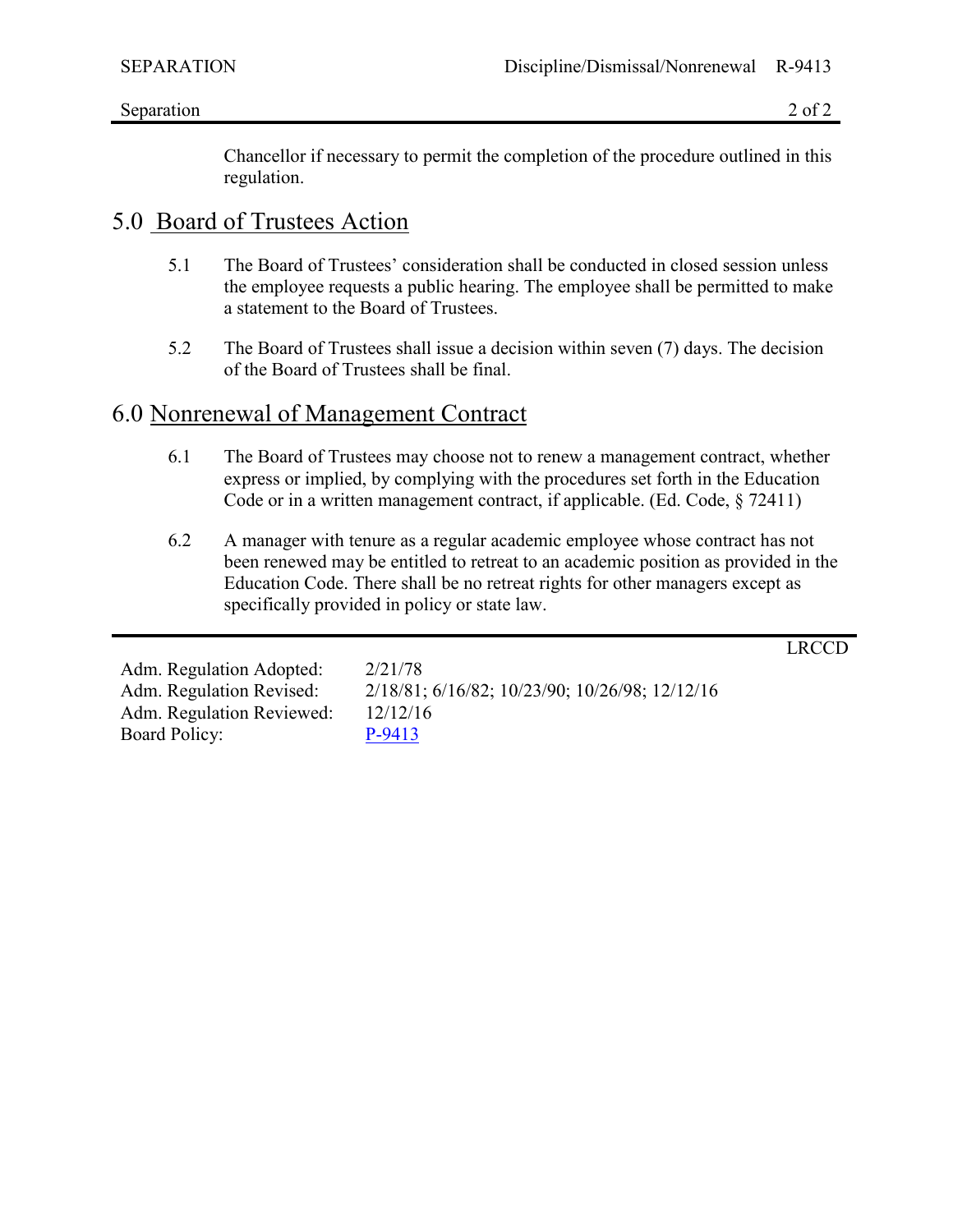Chancellor if necessary to permit the completion of the procedure outlined in this regulation.

## 5.0 Board of Trustees Action

5.1 The Board of Trustees' consideration shall be conducted in closed session unless the employee requests a public hearing. The employee shall be permitted to make a statement to the Board of Trustees.

5.2 The Board of Trustees shall issue a decision within seven (7) days. The decision of the Board of Trustees shall be final.

## 6.0 Nonrenewal of Management Contract

6.1 The Board of Trustees may choose not to renew a management contract, whether express or implied, by complying with the procedures set forth in the Education Code or in a written management contract, if applicable. (Ed. Code, § 72411)

6.2 A manager with tenure as a regular academic employee whose contract has not been renewed may be entitled to retreat to an academic position as provided in the Education Code. There shall be no retreat rights for other managers except as specifically provided in policy or state law.

LRCCD

| | |
|---|---|
| Adm. Regulation Adopted: | 2/21/78 |
| Adm. Regulation Revised: | 2/18/81; 6/16/82; 10/23/90; 10/26/98; 12/12/16 |
| Adm. Regulation Reviewed: | 12/12/16 |
| Board Policy: | P-9413 |